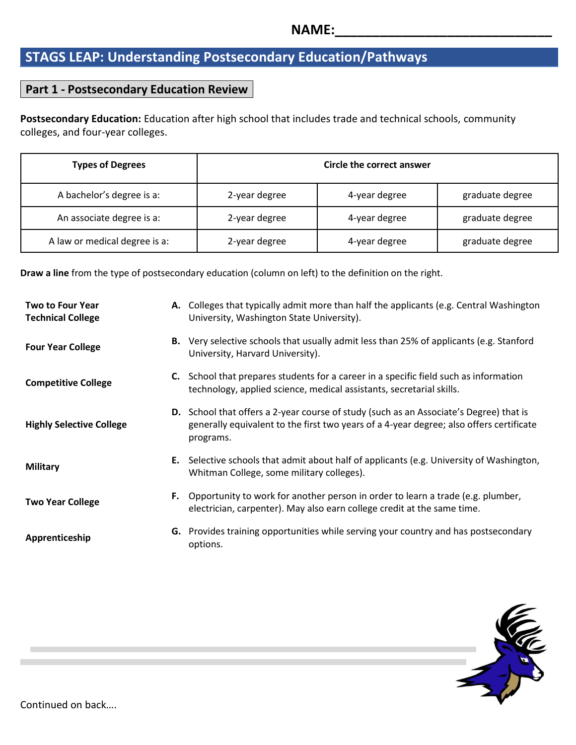NAME:_____________________________

## STAGS LEAP: Understanding Postsecondary Education/Pathways

### Part 1 - Postsecondary Education Review

**Postsecondary Education:** Education after high school that includes trade and technical schools, community colleges, and four-year colleges.

| Types of Degrees | Circle the correct answer | | |
|---|---|---|---|
| A bachelor's degree is a: | 2-year degree | 4-year degree | graduate degree |
| An associate degree is a: | 2-year degree | 4-year degree | graduate degree |
| A law or medical degree is a: | 2-year degree | 4-year degree | graduate degree |

**Draw a line** from the type of postsecondary education (column on left) to the definition on the right.

**Two to Four Year Technical College**

**Four Year College**

**Competitive College**

**Highly Selective College**

**Military**

**Two Year College**

**Apprenticeship**

**A.** Colleges that typically admit more than half the applicants (e.g. Central Washington University, Washington State University).

**B.** Very selective schools that usually admit less than 25% of applicants (e.g. Stanford University, Harvard University).

**C.** School that prepares students for a career in a specific field such as information technology, applied science, medical assistants, secretarial skills.

**D.** School that offers a 2-year course of study (such as an Associate's Degree) that is generally equivalent to the first two years of a 4-year degree; also offers certificate programs.

**E.** Selective schools that admit about half of applicants (e.g. University of Washington, Whitman College, some military colleges).

**F.** Opportunity to work for another person in order to learn a trade (e.g. plumber, electrician, carpenter). May also earn college credit at the same time.

**G.** Provides training opportunities while serving your country and has postsecondary options.

Continued on back….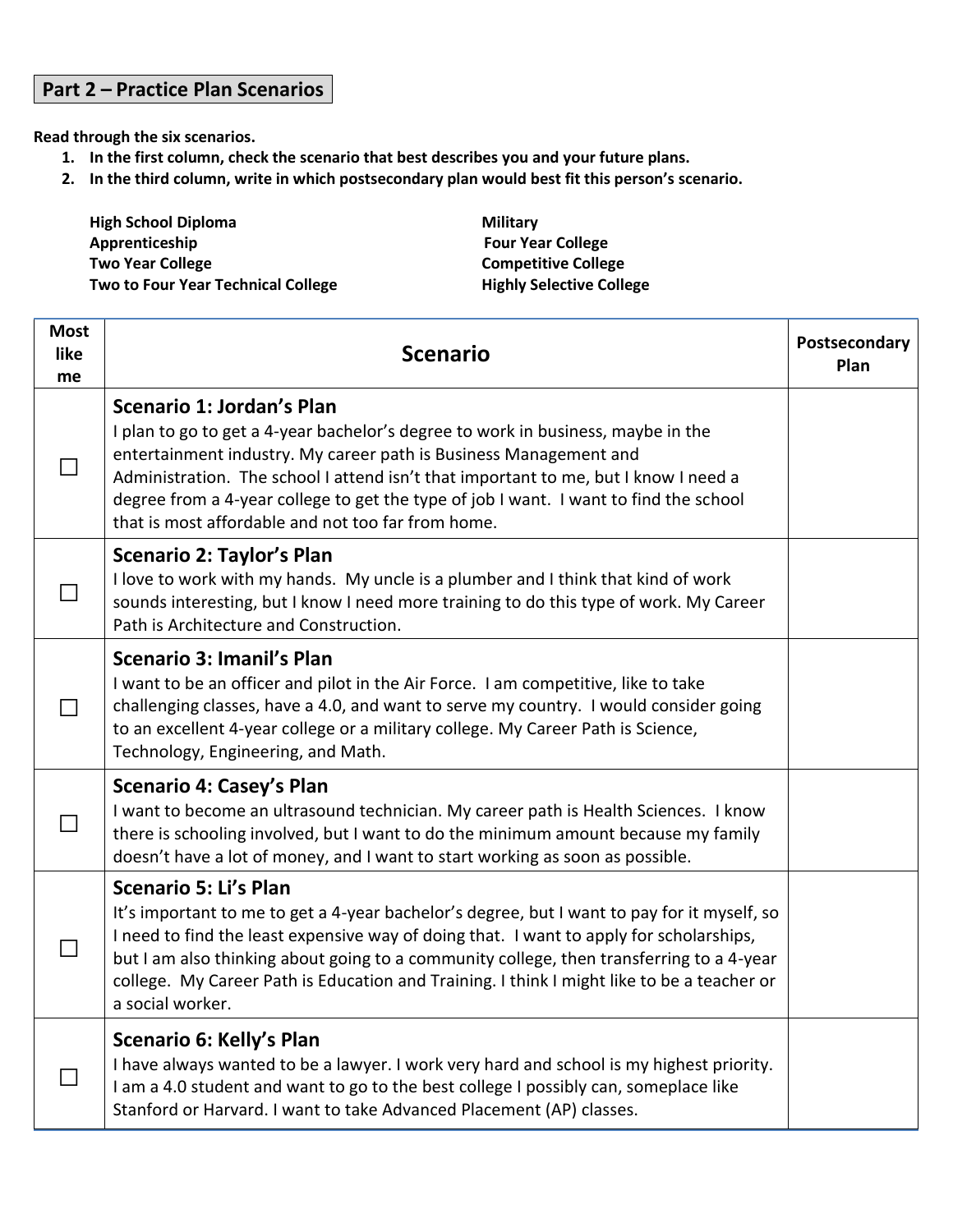## Part 2 – Practice Plan Scenarios

**Read through the six scenarios.**

1. **In the first column, check the scenario that best describes you and your future plans.**
2. **In the third column, write in which postsecondary plan would best fit this person's scenario.**

**High School Diploma**
**Apprenticeship**
**Two Year College**
**Two to Four Year Technical College**
**Military**
**Four Year College**
**Competitive College**
**Highly Selective College**

| Most like me | Scenario | Postsecondary Plan |
|---|---|---|
| ☐ | **Scenario 1: Jordan's Plan**<br>I plan to go to get a 4-year bachelor's degree to work in business, maybe in the entertainment industry. My career path is Business Management and Administration. The school I attend isn't that important to me, but I know I need a degree from a 4-year college to get the type of job I want. I want to find the school that is most affordable and not too far from home. | |
| ☐ | **Scenario 2: Taylor's Plan**<br>I love to work with my hands. My uncle is a plumber and I think that kind of work sounds interesting, but I know I need more training to do this type of work. My Career Path is Architecture and Construction. | |
| ☐ | **Scenario 3: Imanil's Plan**<br>I want to be an officer and pilot in the Air Force. I am competitive, like to take challenging classes, have a 4.0, and want to serve my country. I would consider going to an excellent 4-year college or a military college. My Career Path is Science, Technology, Engineering, and Math. | |
| ☐ | **Scenario 4: Casey's Plan**<br>I want to become an ultrasound technician. My career path is Health Sciences. I know there is schooling involved, but I want to do the minimum amount because my family doesn't have a lot of money, and I want to start working as soon as possible. | |
| ☐ | **Scenario 5: Li's Plan**<br>It's important to me to get a 4-year bachelor's degree, but I want to pay for it myself, so I need to find the least expensive way of doing that. I want to apply for scholarships, but I am also thinking about going to a community college, then transferring to a 4-year college. My Career Path is Education and Training. I think I might like to be a teacher or a social worker. | |
| ☐ | **Scenario 6: Kelly's Plan**<br>I have always wanted to be a lawyer. I work very hard and school is my highest priority. I am a 4.0 student and want to go to the best college I possibly can, someplace like Stanford or Harvard. I want to take Advanced Placement (AP) classes. | |